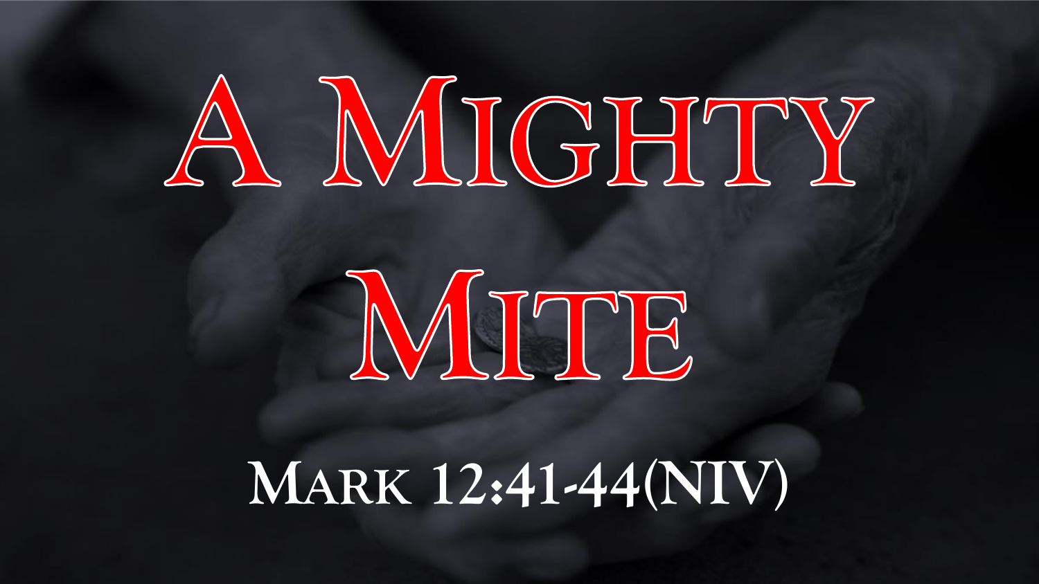# A Mighty Mite

## Mark 12:41-44(NIV)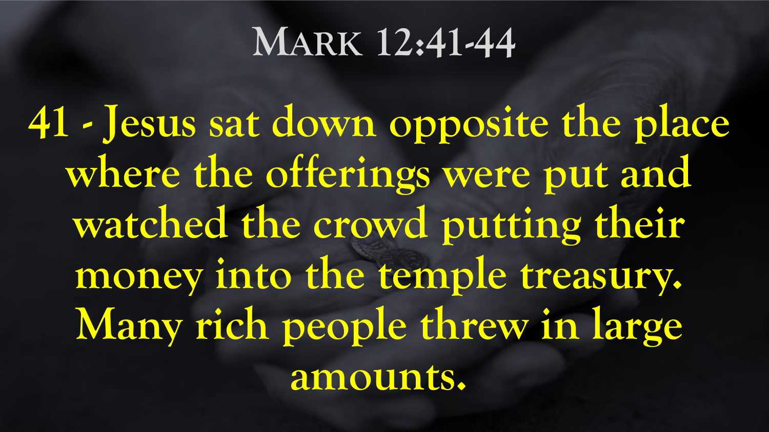# Mark 12:41-44

**41 - Jesus sat down opposite the place where the offerings were put and watched the crowd putting their money into the temple treasury. Many rich people threw in large amounts.**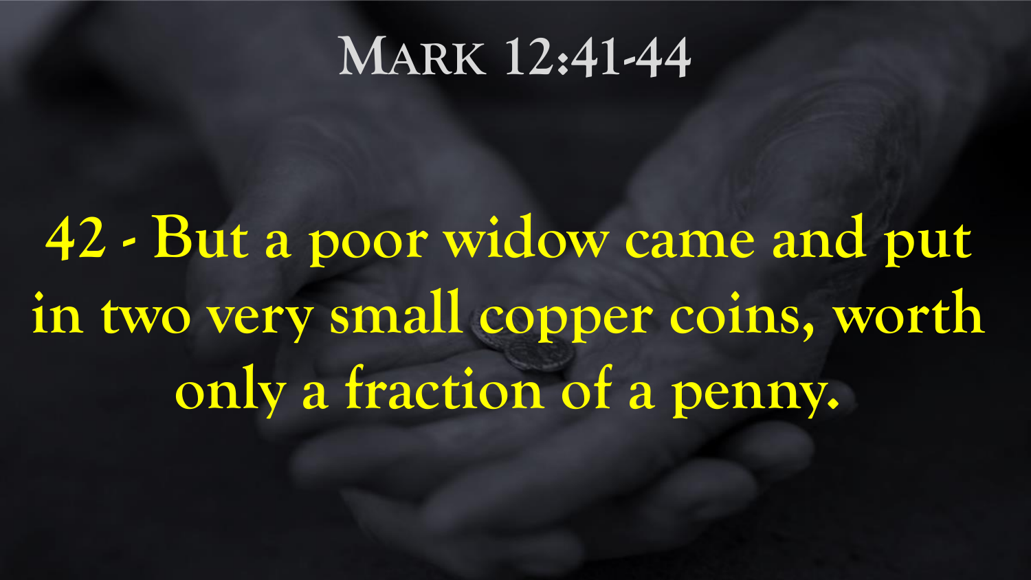# Mark 12:41-44

**42 - But a poor widow came and put in two very small copper coins, worth only a fraction of a penny.**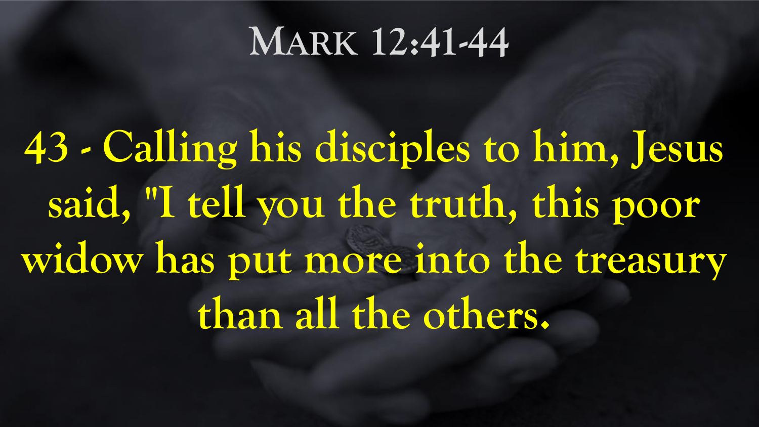# Mark 12:41-44

**43 - Calling his disciples to him, Jesus said, "I tell you the truth, this poor widow has put more into the treasury than all the others.**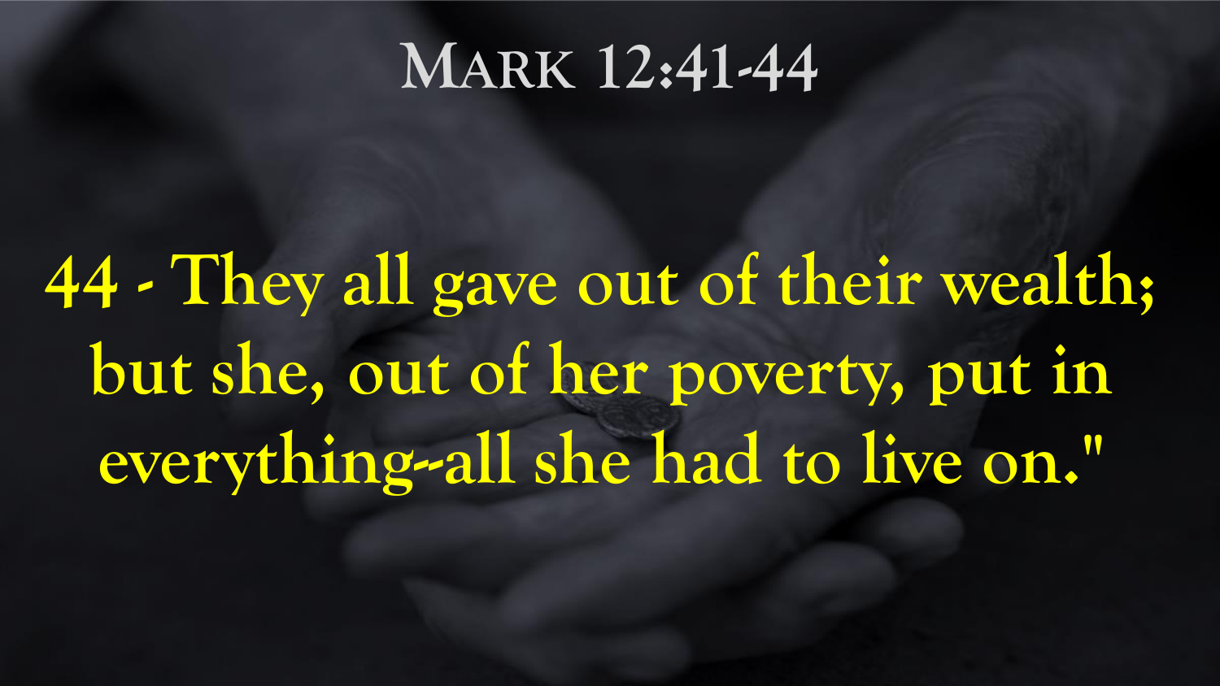# Mark 12:41-44

**44 - They all gave out of their wealth; but she, out of her poverty, put in everything--all she had to live on."**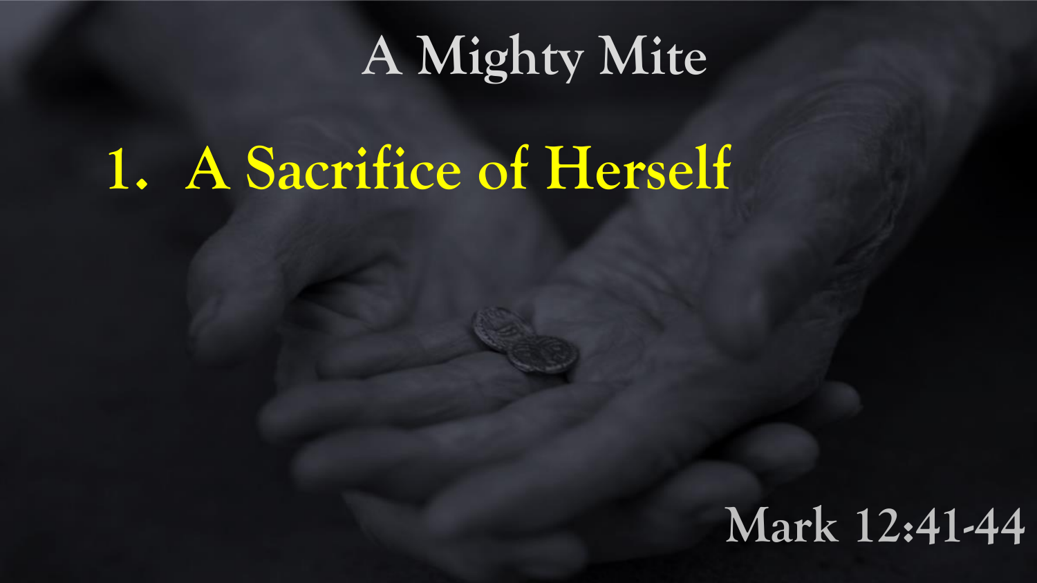# A Mighty Mite

## 1. A Sacrifice of Herself

Mark 12:41-44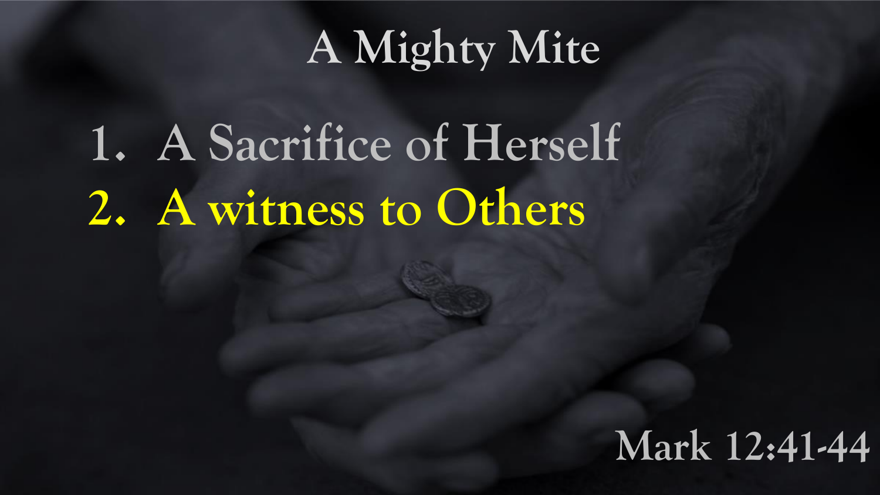# A Mighty Mite

1. A Sacrifice of Herself
2. A witness to Others

Mark 12:41-44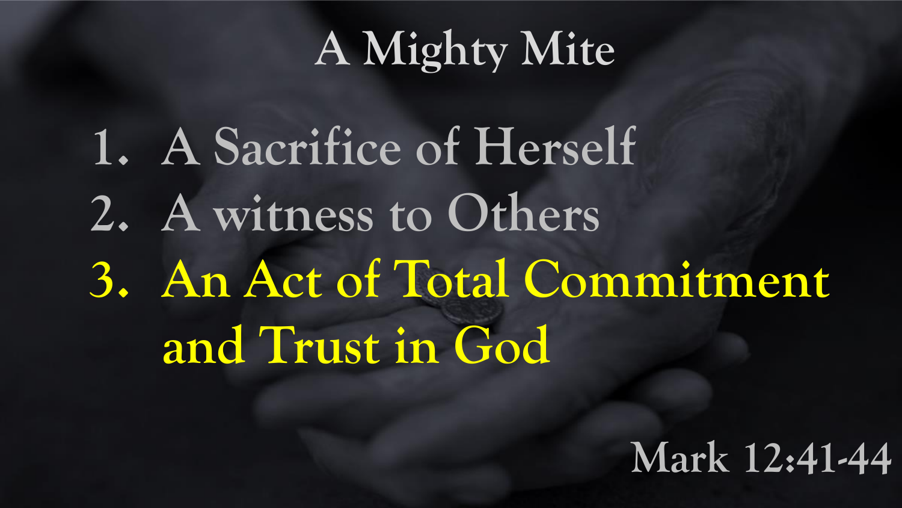# A Mighty Mite

1. A Sacrifice of Herself
2. A witness to Others
3. An Act of Total Commitment and Trust in God

Mark 12:41-44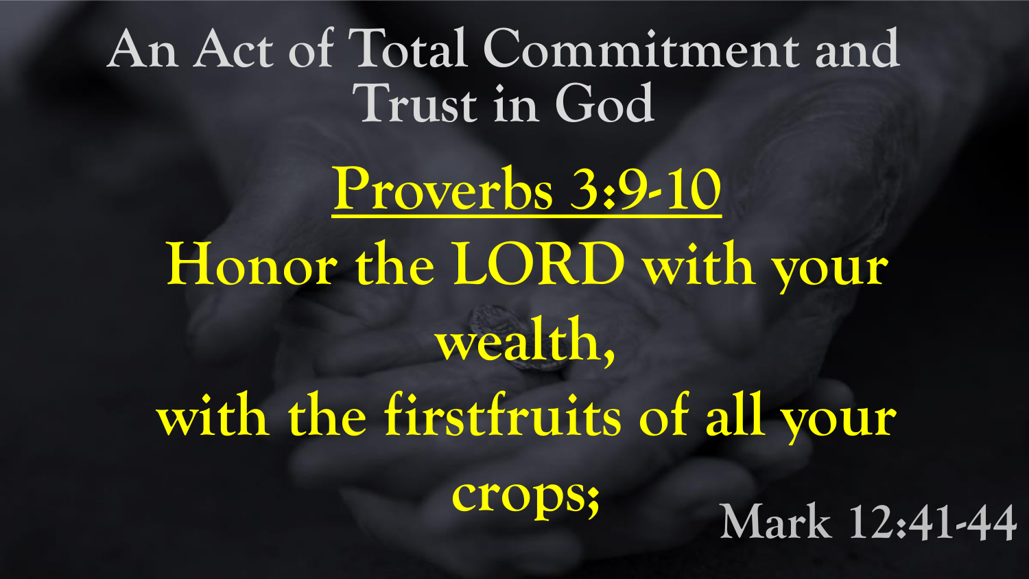# An Act of Total Commitment and Trust in God

**Proverbs 3:9-10**

**Honor the LORD with your wealth,**
**with the firstfruits of all your crops;**

Mark 12:41-44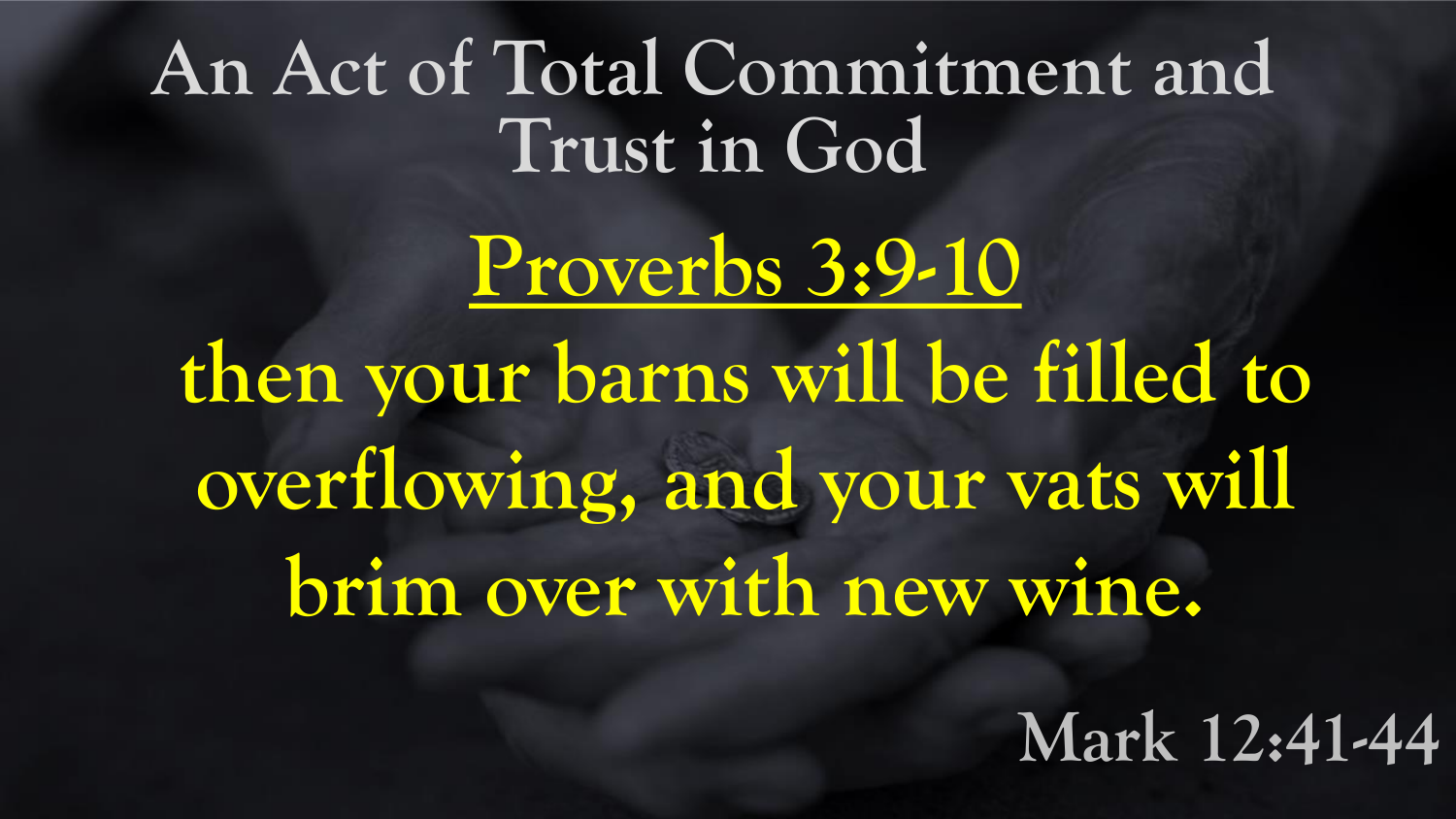# An Act of Total Commitment and Trust in God

**Proverbs 3:9-10**

**then your barns will be filled to overflowing, and your vats will brim over with new wine.**

Mark 12:41-44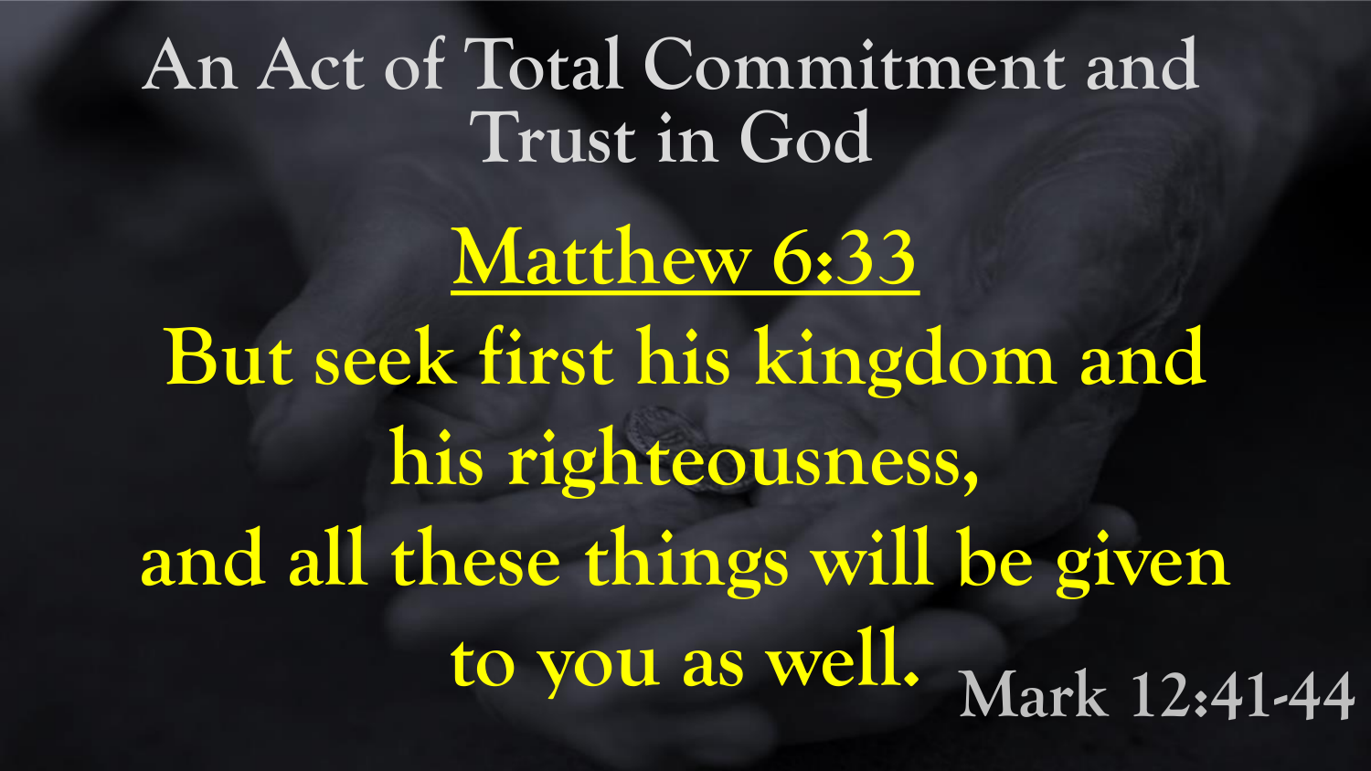# An Act of Total Commitment and Trust in God

## Matthew 6:33

**But seek first his kingdom and his righteousness, and all these things will be given to you as well.**

Mark 12:41-44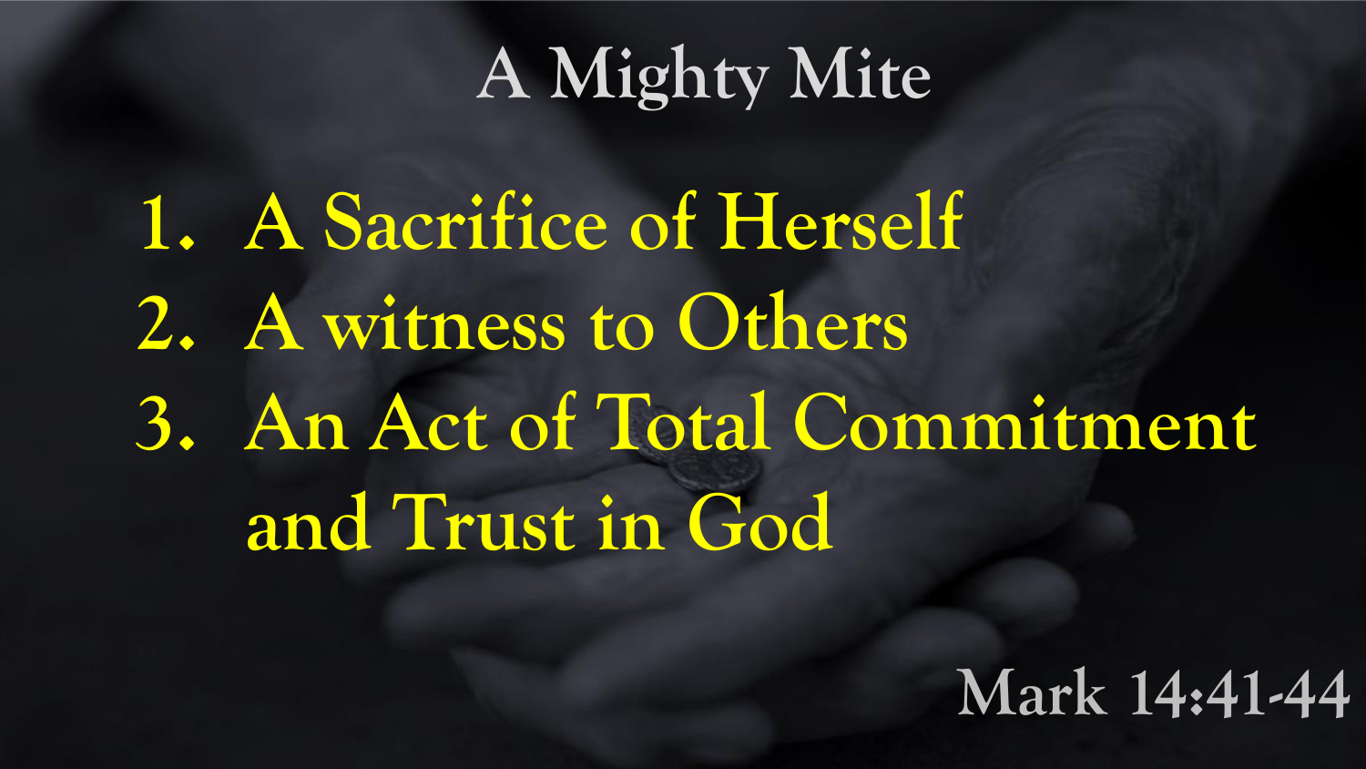# A Mighty Mite

1. A Sacrifice of Herself
2. A witness to Others
3. An Act of Total Commitment and Trust in God

Mark 14:41-44